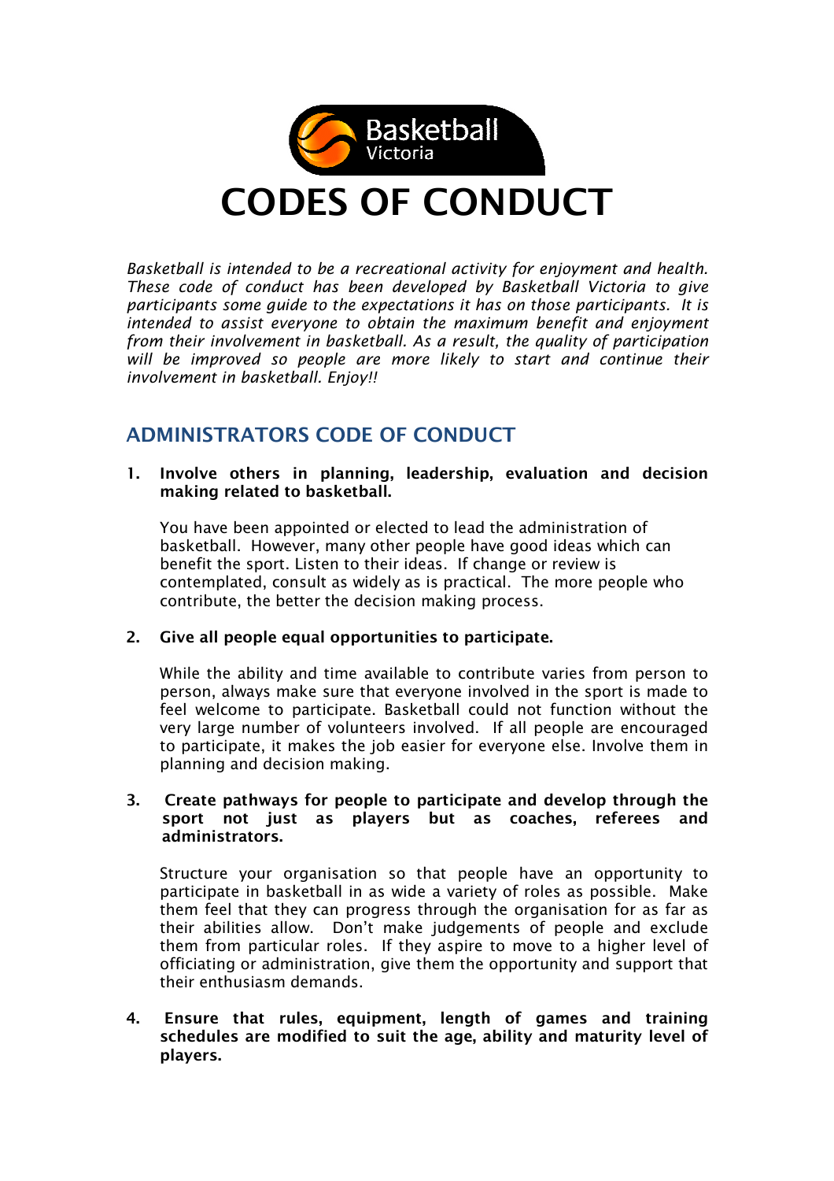Basketball Victoria

# CODES OF CONDUCT

*Basketball is intended to be a recreational activity for enjoyment and health. These code of conduct has been developed by Basketball Victoria to give participants some guide to the expectations it has on those participants. It is intended to assist everyone to obtain the maximum benefit and enjoyment from their involvement in basketball. As a result, the quality of participation will be improved so people are more likely to start and continue their involvement in basketball. Enjoy!!*

## ADMINISTRATORS CODE OF CONDUCT

1. **Involve others in planning, leadership, evaluation and decision making related to basketball.**

   You have been appointed or elected to lead the administration of basketball. However, many other people have good ideas which can benefit the sport. Listen to their ideas. If change or review is contemplated, consult as widely as is practical. The more people who contribute, the better the decision making process.

2. **Give all people equal opportunities to participate.**

   While the ability and time available to contribute varies from person to person, always make sure that everyone involved in the sport is made to feel welcome to participate. Basketball could not function without the very large number of volunteers involved. If all people are encouraged to participate, it makes the job easier for everyone else. Involve them in planning and decision making.

3. **Create pathways for people to participate and develop through the sport not just as players but as coaches, referees and administrators.**

   Structure your organisation so that people have an opportunity to participate in basketball in as wide a variety of roles as possible. Make them feel that they can progress through the organisation for as far as their abilities allow. Don't make judgements of people and exclude them from particular roles. If they aspire to move to a higher level of officiating or administration, give them the opportunity and support that their enthusiasm demands.

4. **Ensure that rules, equipment, length of games and training schedules are modified to suit the age, ability and maturity level of players.**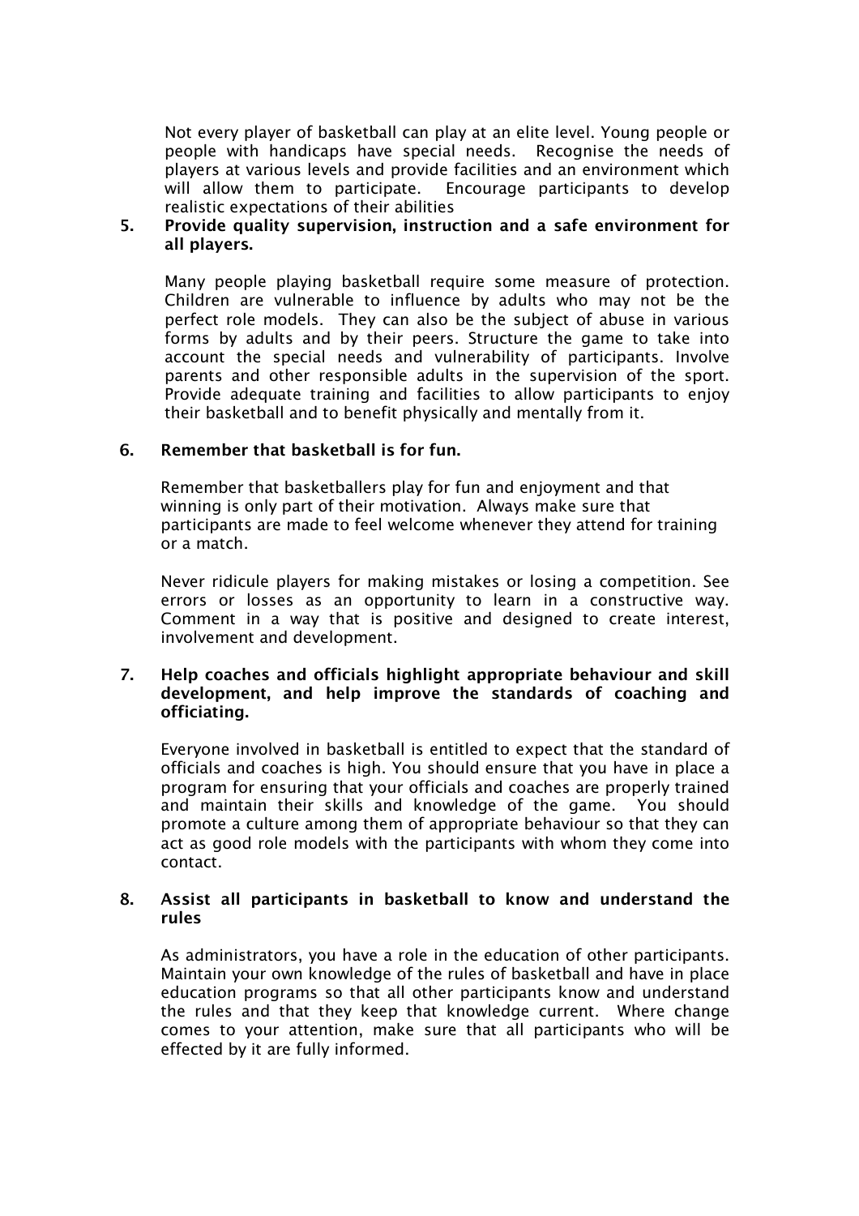Not every player of basketball can play at an elite level. Young people or people with handicaps have special needs. Recognise the needs of players at various levels and provide facilities and an environment which will allow them to participate. Encourage participants to develop realistic expectations of their abilities

5. **Provide quality supervision, instruction and a safe environment for all players.**

   Many people playing basketball require some measure of protection. Children are vulnerable to influence by adults who may not be the perfect role models. They can also be the subject of abuse in various forms by adults and by their peers. Structure the game to take into account the special needs and vulnerability of participants. Involve parents and other responsible adults in the supervision of the sport. Provide adequate training and facilities to allow participants to enjoy their basketball and to benefit physically and mentally from it.

6. **Remember that basketball is for fun.**

   Remember that basketballers play for fun and enjoyment and that winning is only part of their motivation. Always make sure that participants are made to feel welcome whenever they attend for training or a match.

   Never ridicule players for making mistakes or losing a competition. See errors or losses as an opportunity to learn in a constructive way. Comment in a way that is positive and designed to create interest, involvement and development.

7. **Help coaches and officials highlight appropriate behaviour and skill development, and help improve the standards of coaching and officiating.**

   Everyone involved in basketball is entitled to expect that the standard of officials and coaches is high. You should ensure that you have in place a program for ensuring that your officials and coaches are properly trained and maintain their skills and knowledge of the game. You should promote a culture among them of appropriate behaviour so that they can act as good role models with the participants with whom they come into contact.

8. **Assist all participants in basketball to know and understand the rules**

   As administrators, you have a role in the education of other participants. Maintain your own knowledge of the rules of basketball and have in place education programs so that all other participants know and understand the rules and that they keep that knowledge current. Where change comes to your attention, make sure that all participants who will be effected by it are fully informed.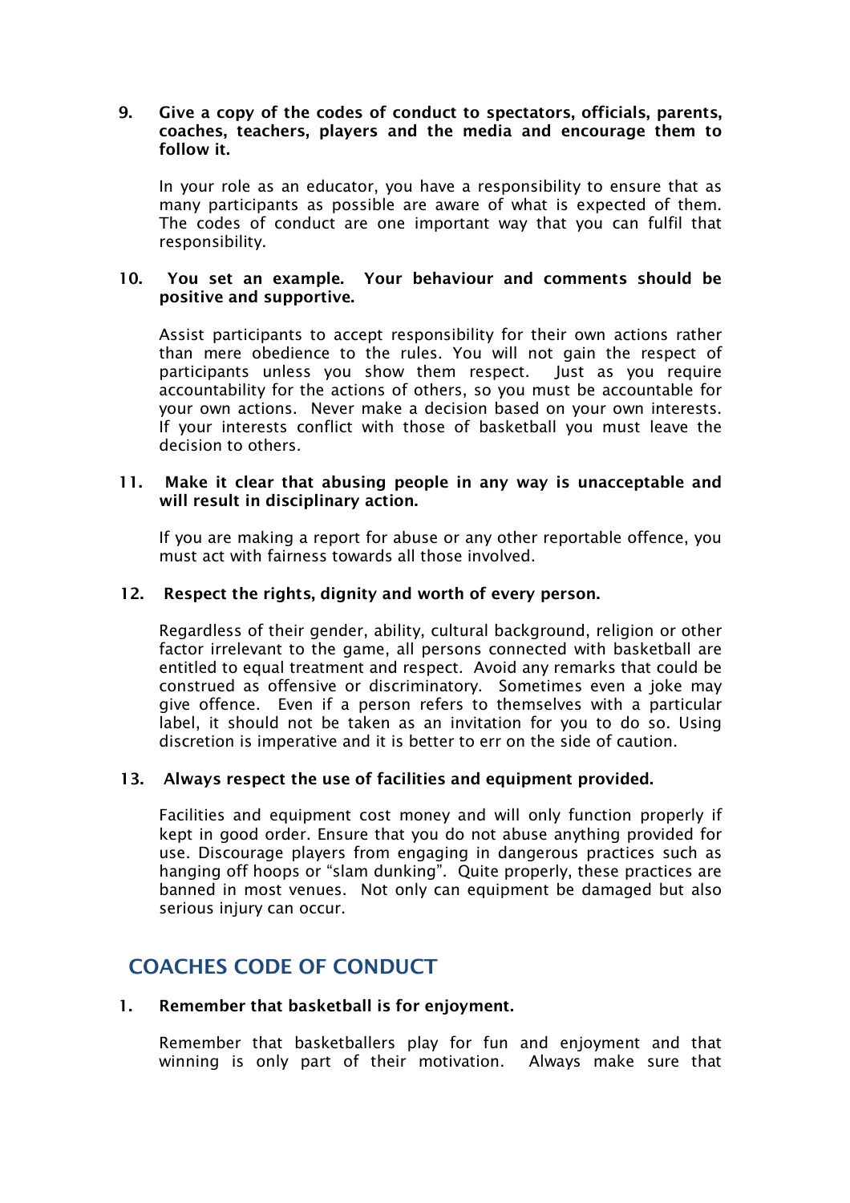9. **Give a copy of the codes of conduct to spectators, officials, parents, coaches, teachers, players and the media and encourage them to follow it.**

   In your role as an educator, you have a responsibility to ensure that as many participants as possible are aware of what is expected of them. The codes of conduct are one important way that you can fulfil that responsibility.

10. **You set an example. Your behaviour and comments should be positive and supportive.**

    Assist participants to accept responsibility for their own actions rather than mere obedience to the rules. You will not gain the respect of participants unless you show them respect. Just as you require accountability for the actions of others, so you must be accountable for your own actions. Never make a decision based on your own interests. If your interests conflict with those of basketball you must leave the decision to others.

11. **Make it clear that abusing people in any way is unacceptable and will result in disciplinary action.**

    If you are making a report for abuse or any other reportable offence, you must act with fairness towards all those involved.

12. **Respect the rights, dignity and worth of every person.**

    Regardless of their gender, ability, cultural background, religion or other factor irrelevant to the game, all persons connected with basketball are entitled to equal treatment and respect. Avoid any remarks that could be construed as offensive or discriminatory. Sometimes even a joke may give offence. Even if a person refers to themselves with a particular label, it should not be taken as an invitation for you to do so. Using discretion is imperative and it is better to err on the side of caution.

13. **Always respect the use of facilities and equipment provided.**

    Facilities and equipment cost money and will only function properly if kept in good order. Ensure that you do not abuse anything provided for use. Discourage players from engaging in dangerous practices such as hanging off hoops or "slam dunking". Quite properly, these practices are banned in most venues. Not only can equipment be damaged but also serious injury can occur.

## COACHES CODE OF CONDUCT

1. **Remember that basketball is for enjoyment.**

   Remember that basketballers play for fun and enjoyment and that winning is only part of their motivation. Always make sure that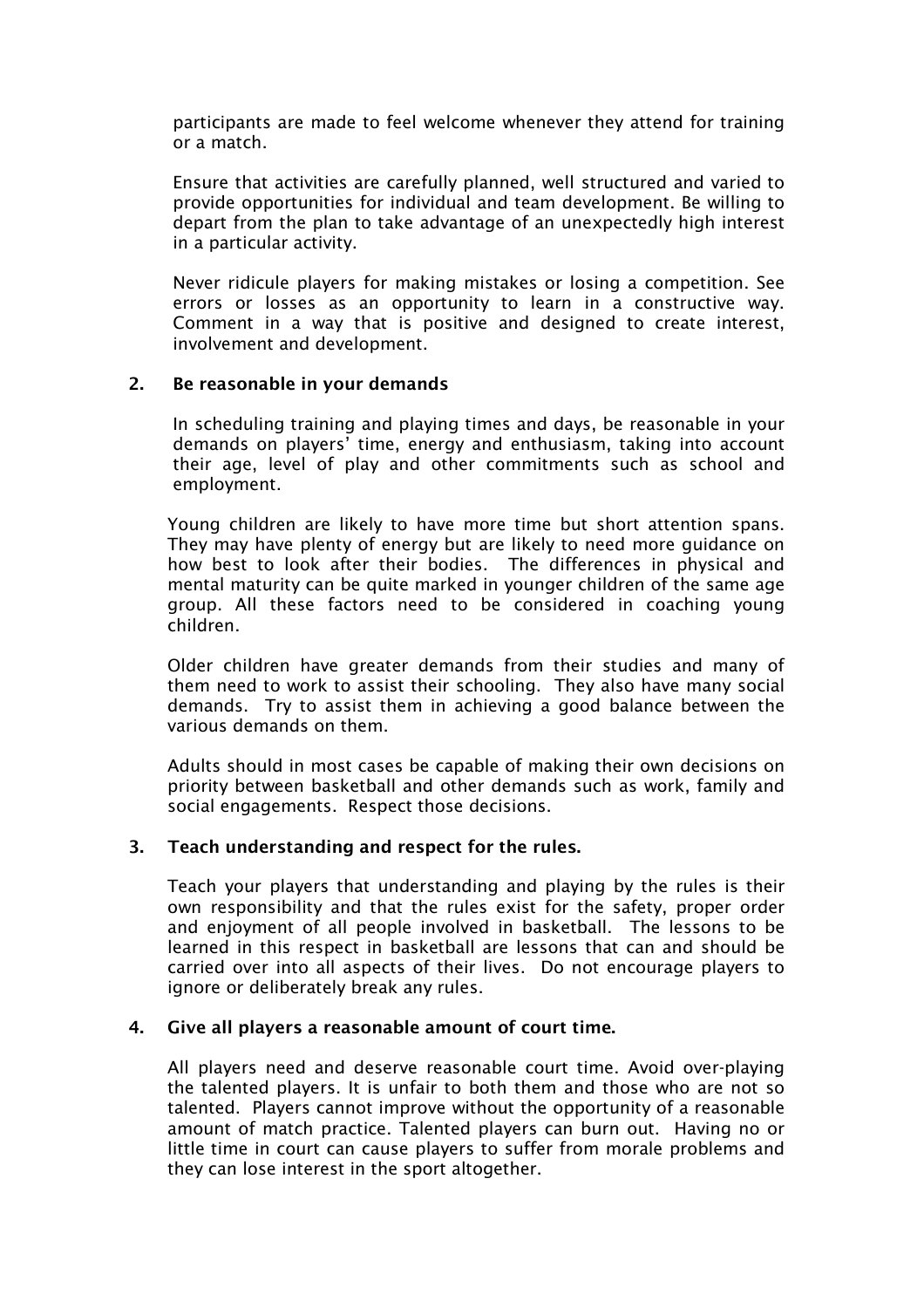participants are made to feel welcome whenever they attend for training or a match.

Ensure that activities are carefully planned, well structured and varied to provide opportunities for individual and team development. Be willing to depart from the plan to take advantage of an unexpectedly high interest in a particular activity.

Never ridicule players for making mistakes or losing a competition. See errors or losses as an opportunity to learn in a constructive way. Comment in a way that is positive and designed to create interest, involvement and development.

**2. Be reasonable in your demands**

In scheduling training and playing times and days, be reasonable in your demands on players' time, energy and enthusiasm, taking into account their age, level of play and other commitments such as school and employment.

Young children are likely to have more time but short attention spans. They may have plenty of energy but are likely to need more guidance on how best to look after their bodies. The differences in physical and mental maturity can be quite marked in younger children of the same age group. All these factors need to be considered in coaching young children.

Older children have greater demands from their studies and many of them need to work to assist their schooling. They also have many social demands. Try to assist them in achieving a good balance between the various demands on them.

Adults should in most cases be capable of making their own decisions on priority between basketball and other demands such as work, family and social engagements. Respect those decisions.

**3. Teach understanding and respect for the rules.**

Teach your players that understanding and playing by the rules is their own responsibility and that the rules exist for the safety, proper order and enjoyment of all people involved in basketball. The lessons to be learned in this respect in basketball are lessons that can and should be carried over into all aspects of their lives. Do not encourage players to ignore or deliberately break any rules.

**4. Give all players a reasonable amount of court time.**

All players need and deserve reasonable court time. Avoid over-playing the talented players. It is unfair to both them and those who are not so talented. Players cannot improve without the opportunity of a reasonable amount of match practice. Talented players can burn out. Having no or little time in court can cause players to suffer from morale problems and they can lose interest in the sport altogether.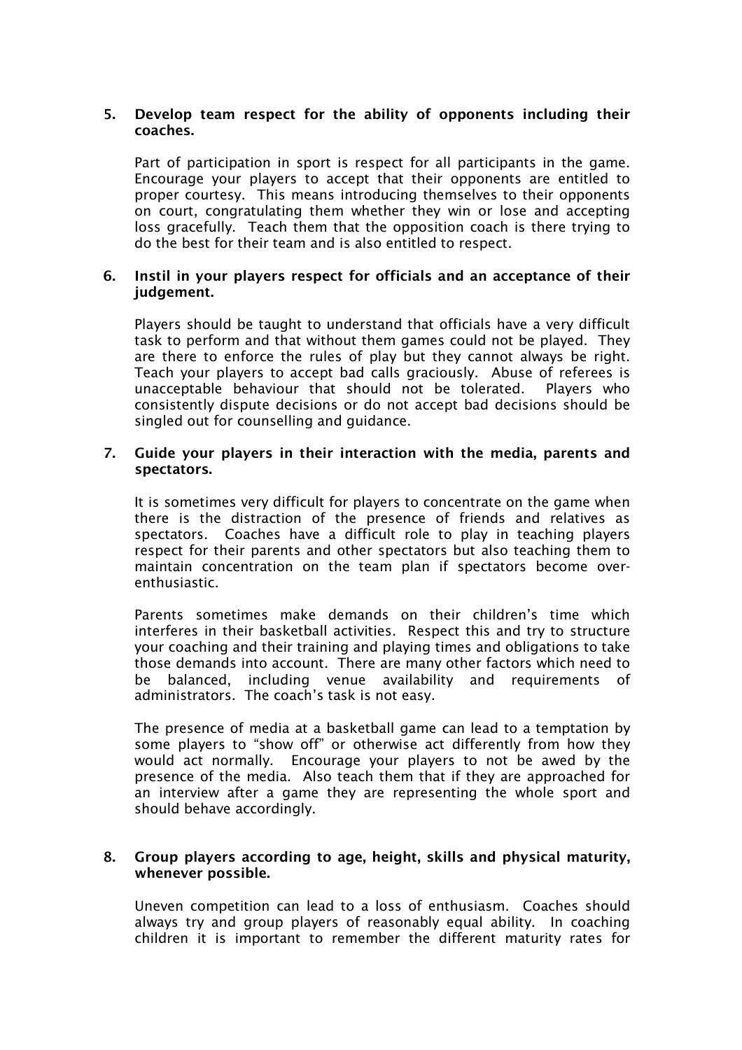5. **Develop team respect for the ability of opponents including their coaches.**

   Part of participation in sport is respect for all participants in the game. Encourage your players to accept that their opponents are entitled to proper courtesy. This means introducing themselves to their opponents on court, congratulating them whether they win or lose and accepting loss gracefully. Teach them that the opposition coach is there trying to do the best for their team and is also entitled to respect.

6. **Instil in your players respect for officials and an acceptance of their judgement.**

   Players should be taught to understand that officials have a very difficult task to perform and that without them games could not be played. They are there to enforce the rules of play but they cannot always be right. Teach your players to accept bad calls graciously. Abuse of referees is unacceptable behaviour that should not be tolerated. Players who consistently dispute decisions or do not accept bad decisions should be singled out for counselling and guidance.

7. **Guide your players in their interaction with the media, parents and spectators.**

   It is sometimes very difficult for players to concentrate on the game when there is the distraction of the presence of friends and relatives as spectators. Coaches have a difficult role to play in teaching players respect for their parents and other spectators but also teaching them to maintain concentration on the team plan if spectators become over-enthusiastic.

   Parents sometimes make demands on their children's time which interferes in their basketball activities. Respect this and try to structure your coaching and their training and playing times and obligations to take those demands into account. There are many other factors which need to be balanced, including venue availability and requirements of administrators. The coach's task is not easy.

   The presence of media at a basketball game can lead to a temptation by some players to "show off" or otherwise act differently from how they would act normally. Encourage your players to not be awed by the presence of the media. Also teach them that if they are approached for an interview after a game they are representing the whole sport and should behave accordingly.

8. **Group players according to age, height, skills and physical maturity, whenever possible.**

   Uneven competition can lead to a loss of enthusiasm. Coaches should always try and group players of reasonably equal ability. In coaching children it is important to remember the different maturity rates for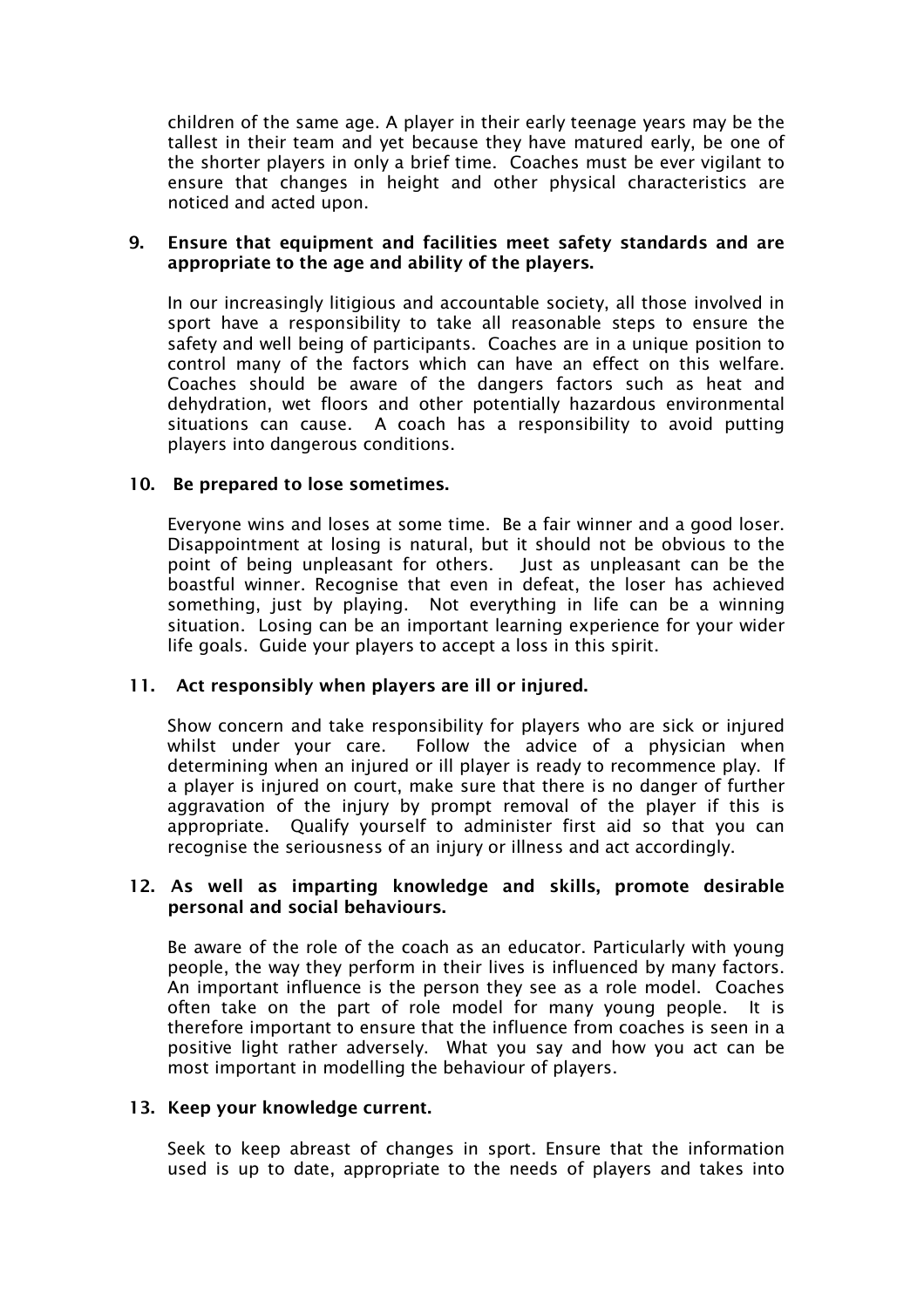children of the same age. A player in their early teenage years may be the tallest in their team and yet because they have matured early, be one of the shorter players in only a brief time. Coaches must be ever vigilant to ensure that changes in height and other physical characteristics are noticed and acted upon.

**9. Ensure that equipment and facilities meet safety standards and are appropriate to the age and ability of the players.**

In our increasingly litigious and accountable society, all those involved in sport have a responsibility to take all reasonable steps to ensure the safety and well being of participants. Coaches are in a unique position to control many of the factors which can have an effect on this welfare. Coaches should be aware of the dangers factors such as heat and dehydration, wet floors and other potentially hazardous environmental situations can cause. A coach has a responsibility to avoid putting players into dangerous conditions.

**10. Be prepared to lose sometimes.**

Everyone wins and loses at some time. Be a fair winner and a good loser. Disappointment at losing is natural, but it should not be obvious to the point of being unpleasant for others. Just as unpleasant can be the boastful winner. Recognise that even in defeat, the loser has achieved something, just by playing. Not everything in life can be a winning situation. Losing can be an important learning experience for your wider life goals. Guide your players to accept a loss in this spirit.

**11. Act responsibly when players are ill or injured.**

Show concern and take responsibility for players who are sick or injured whilst under your care. Follow the advice of a physician when determining when an injured or ill player is ready to recommence play. If a player is injured on court, make sure that there is no danger of further aggravation of the injury by prompt removal of the player if this is appropriate. Qualify yourself to administer first aid so that you can recognise the seriousness of an injury or illness and act accordingly.

**12. As well as imparting knowledge and skills, promote desirable personal and social behaviours.**

Be aware of the role of the coach as an educator. Particularly with young people, the way they perform in their lives is influenced by many factors. An important influence is the person they see as a role model. Coaches often take on the part of role model for many young people. It is therefore important to ensure that the influence from coaches is seen in a positive light rather adversely. What you say and how you act can be most important in modelling the behaviour of players.

**13. Keep your knowledge current.**

Seek to keep abreast of changes in sport. Ensure that the information used is up to date, appropriate to the needs of players and takes into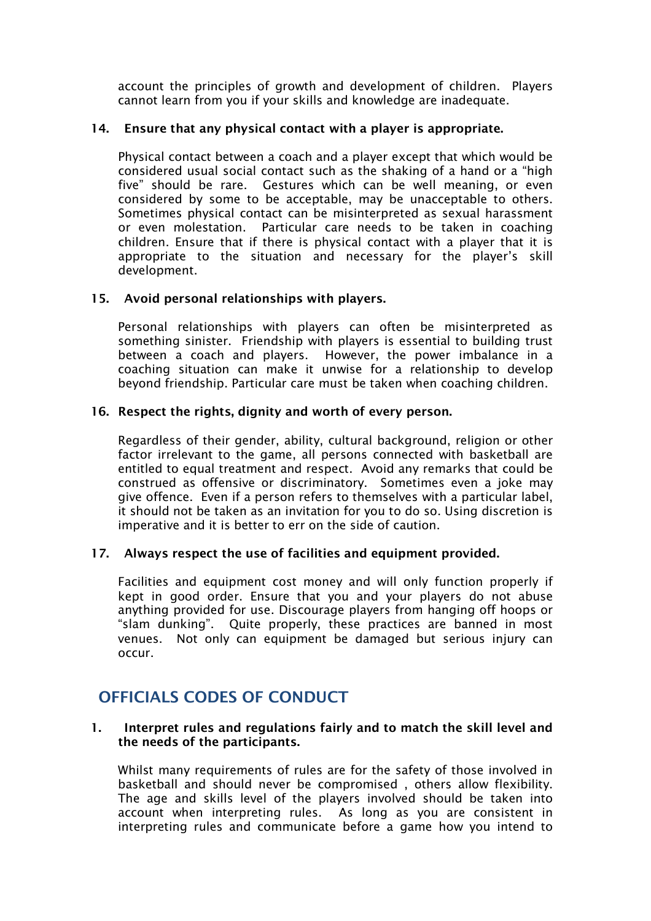account the principles of growth and development of children. Players cannot learn from you if your skills and knowledge are inadequate.

**14. Ensure that any physical contact with a player is appropriate.**

Physical contact between a coach and a player except that which would be considered usual social contact such as the shaking of a hand or a "high five" should be rare. Gestures which can be well meaning, or even considered by some to be acceptable, may be unacceptable to others. Sometimes physical contact can be misinterpreted as sexual harassment or even molestation. Particular care needs to be taken in coaching children. Ensure that if there is physical contact with a player that it is appropriate to the situation and necessary for the player's skill development.

**15. Avoid personal relationships with players.**

Personal relationships with players can often be misinterpreted as something sinister. Friendship with players is essential to building trust between a coach and players. However, the power imbalance in a coaching situation can make it unwise for a relationship to develop beyond friendship. Particular care must be taken when coaching children.

**16. Respect the rights, dignity and worth of every person.**

Regardless of their gender, ability, cultural background, religion or other factor irrelevant to the game, all persons connected with basketball are entitled to equal treatment and respect. Avoid any remarks that could be construed as offensive or discriminatory. Sometimes even a joke may give offence. Even if a person refers to themselves with a particular label, it should not be taken as an invitation for you to do so. Using discretion is imperative and it is better to err on the side of caution.

**17. Always respect the use of facilities and equipment provided.**

Facilities and equipment cost money and will only function properly if kept in good order. Ensure that you and your players do not abuse anything provided for use. Discourage players from hanging off hoops or "slam dunking". Quite properly, these practices are banned in most venues. Not only can equipment be damaged but serious injury can occur.

## OFFICIALS CODES OF CONDUCT

**1. Interpret rules and regulations fairly and to match the skill level and the needs of the participants.**

Whilst many requirements of rules are for the safety of those involved in basketball and should never be compromised , others allow flexibility. The age and skills level of the players involved should be taken into account when interpreting rules. As long as you are consistent in interpreting rules and communicate before a game how you intend to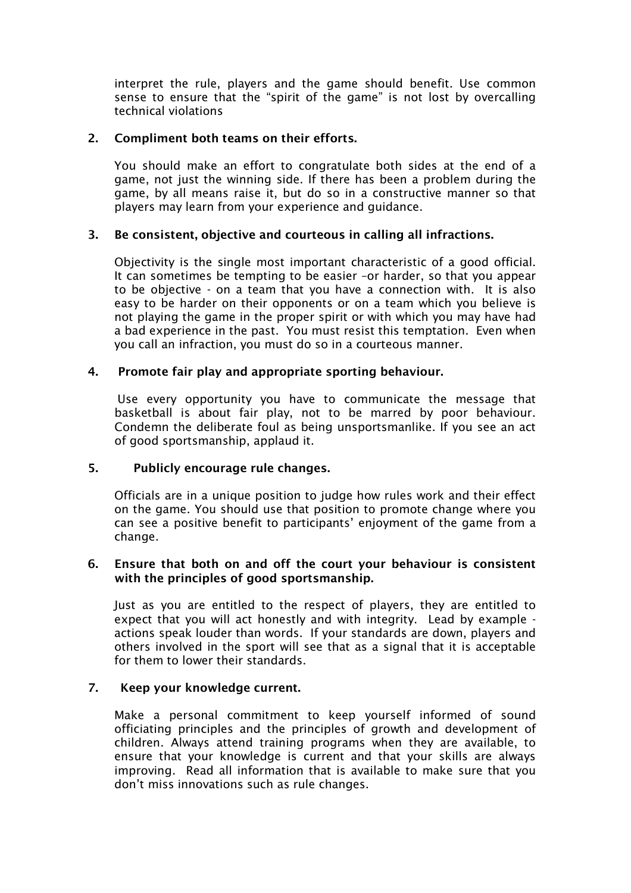interpret the rule, players and the game should benefit. Use common sense to ensure that the "spirit of the game" is not lost by overcalling technical violations

2. **Compliment both teams on their efforts.**

   You should make an effort to congratulate both sides at the end of a game, not just the winning side. If there has been a problem during the game, by all means raise it, but do so in a constructive manner so that players may learn from your experience and guidance.

3. **Be consistent, objective and courteous in calling all infractions.**

   Objectivity is the single most important characteristic of a good official. It can sometimes be tempting to be easier –or harder, so that you appear to be objective - on a team that you have a connection with. It is also easy to be harder on their opponents or on a team which you believe is not playing the game in the proper spirit or with which you may have had a bad experience in the past. You must resist this temptation. Even when you call an infraction, you must do so in a courteous manner.

4. **Promote fair play and appropriate sporting behaviour.**

   Use every opportunity you have to communicate the message that basketball is about fair play, not to be marred by poor behaviour. Condemn the deliberate foul as being unsportsmanlike. If you see an act of good sportsmanship, applaud it.

5. **Publicly encourage rule changes.**

   Officials are in a unique position to judge how rules work and their effect on the game. You should use that position to promote change where you can see a positive benefit to participants' enjoyment of the game from a change.

6. **Ensure that both on and off the court your behaviour is consistent with the principles of good sportsmanship.**

   Just as you are entitled to the respect of players, they are entitled to expect that you will act honestly and with integrity. Lead by example - actions speak louder than words. If your standards are down, players and others involved in the sport will see that as a signal that it is acceptable for them to lower their standards.

7. **Keep your knowledge current.**

   Make a personal commitment to keep yourself informed of sound officiating principles and the principles of growth and development of children. Always attend training programs when they are available, to ensure that your knowledge is current and that your skills are always improving. Read all information that is available to make sure that you don't miss innovations such as rule changes.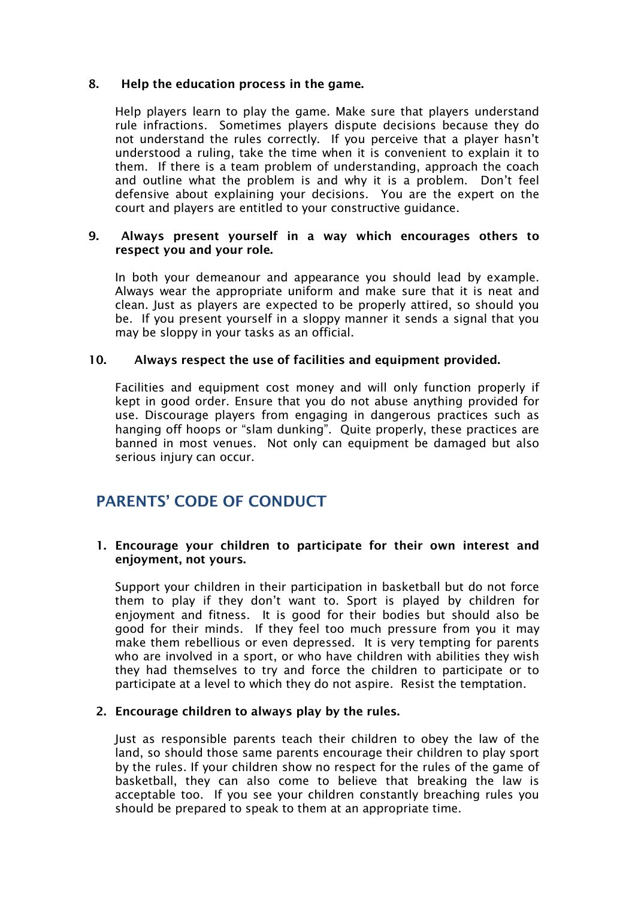**8. Help the education process in the game.**

Help players learn to play the game. Make sure that players understand rule infractions. Sometimes players dispute decisions because they do not understand the rules correctly. If you perceive that a player hasn't understood a ruling, take the time when it is convenient to explain it to them. If there is a team problem of understanding, approach the coach and outline what the problem is and why it is a problem. Don't feel defensive about explaining your decisions. You are the expert on the court and players are entitled to your constructive guidance.

**9. Always present yourself in a way which encourages others to respect you and your role.**

In both your demeanour and appearance you should lead by example. Always wear the appropriate uniform and make sure that it is neat and clean. Just as players are expected to be properly attired, so should you be. If you present yourself in a sloppy manner it sends a signal that you may be sloppy in your tasks as an official.

**10. Always respect the use of facilities and equipment provided.**

Facilities and equipment cost money and will only function properly if kept in good order. Ensure that you do not abuse anything provided for use. Discourage players from engaging in dangerous practices such as hanging off hoops or "slam dunking". Quite properly, these practices are banned in most venues. Not only can equipment be damaged but also serious injury can occur.

## PARENTS' CODE OF CONDUCT

**1. Encourage your children to participate for their own interest and enjoyment, not yours.**

Support your children in their participation in basketball but do not force them to play if they don't want to. Sport is played by children for enjoyment and fitness. It is good for their bodies but should also be good for their minds. If they feel too much pressure from you it may make them rebellious or even depressed. It is very tempting for parents who are involved in a sport, or who have children with abilities they wish they had themselves to try and force the children to participate or to participate at a level to which they do not aspire. Resist the temptation.

**2. Encourage children to always play by the rules.**

Just as responsible parents teach their children to obey the law of the land, so should those same parents encourage their children to play sport by the rules. If your children show no respect for the rules of the game of basketball, they can also come to believe that breaking the law is acceptable too. If you see your children constantly breaching rules you should be prepared to speak to them at an appropriate time.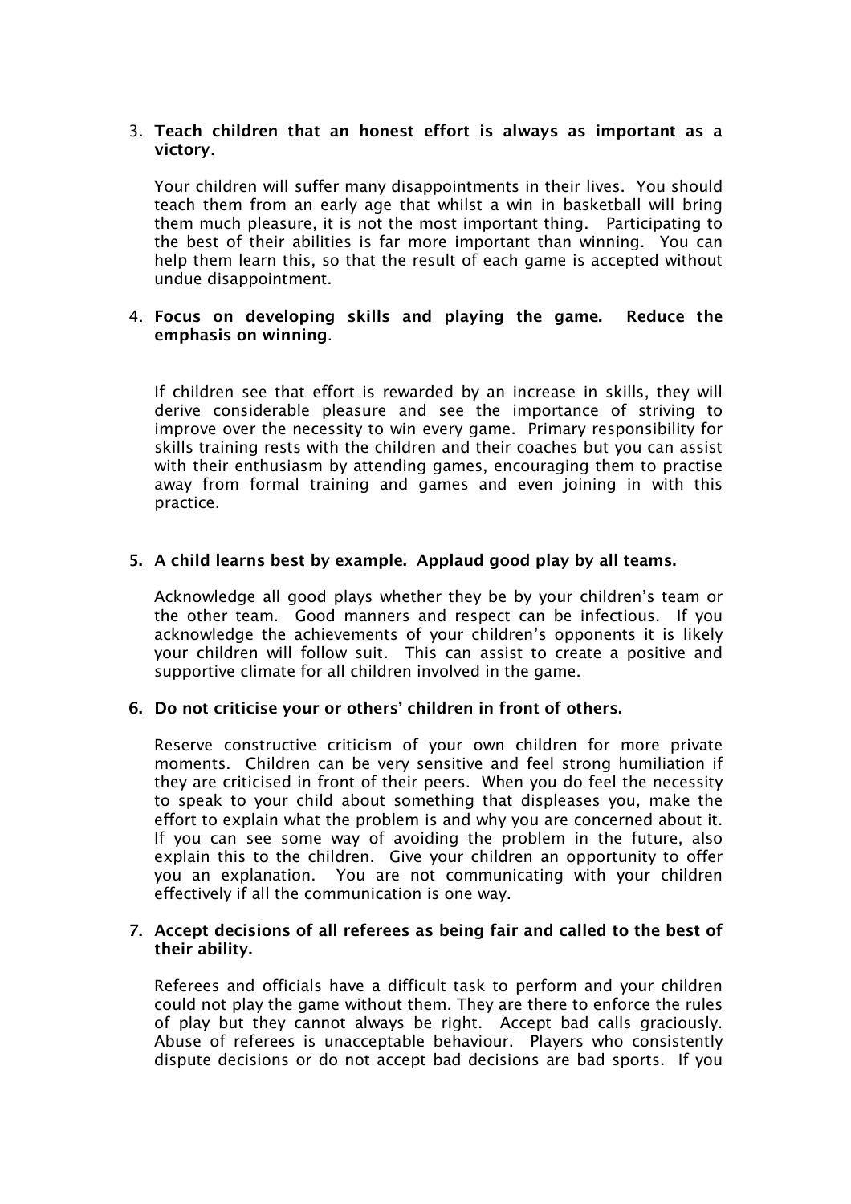3. **Teach children that an honest effort is always as important as a victory**.

   Your children will suffer many disappointments in their lives. You should teach them from an early age that whilst a win in basketball will bring them much pleasure, it is not the most important thing. Participating to the best of their abilities is far more important than winning. You can help them learn this, so that the result of each game is accepted without undue disappointment.

4. **Focus on developing skills and playing the game. Reduce the emphasis on winning**.

   If children see that effort is rewarded by an increase in skills, they will derive considerable pleasure and see the importance of striving to improve over the necessity to win every game. Primary responsibility for skills training rests with the children and their coaches but you can assist with their enthusiasm by attending games, encouraging them to practise away from formal training and games and even joining in with this practice.

5. **A child learns best by example. Applaud good play by all teams.**

   Acknowledge all good plays whether they be by your children's team or the other team. Good manners and respect can be infectious. If you acknowledge the achievements of your children's opponents it is likely your children will follow suit. This can assist to create a positive and supportive climate for all children involved in the game.

6. **Do not criticise your or others' children in front of others.**

   Reserve constructive criticism of your own children for more private moments. Children can be very sensitive and feel strong humiliation if they are criticised in front of their peers. When you do feel the necessity to speak to your child about something that displeases you, make the effort to explain what the problem is and why you are concerned about it. If you can see some way of avoiding the problem in the future, also explain this to the children. Give your children an opportunity to offer you an explanation. You are not communicating with your children effectively if all the communication is one way.

7. **Accept decisions of all referees as being fair and called to the best of their ability.**

   Referees and officials have a difficult task to perform and your children could not play the game without them. They are there to enforce the rules of play but they cannot always be right. Accept bad calls graciously. Abuse of referees is unacceptable behaviour. Players who consistently dispute decisions or do not accept bad decisions are bad sports. If you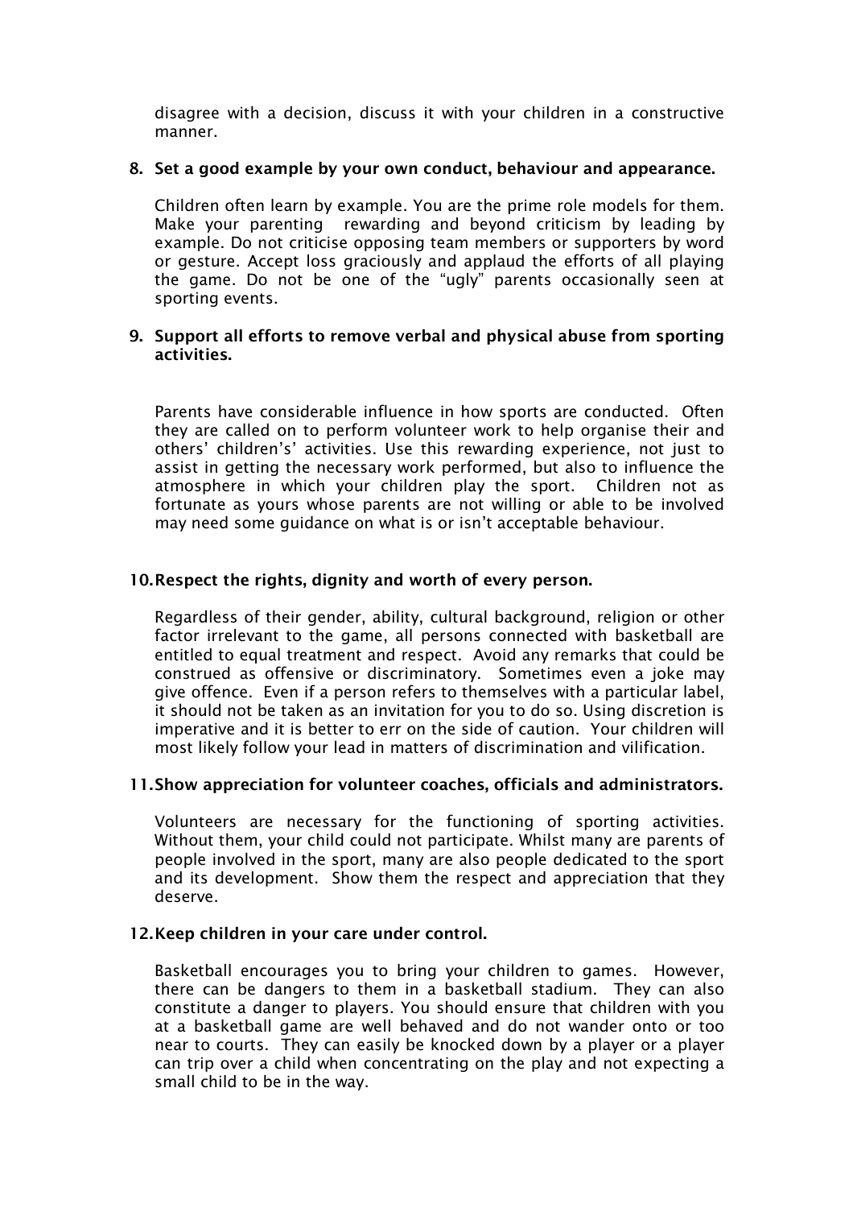disagree with a decision, discuss it with your children in a constructive manner.

8. **Set a good example by your own conduct, behaviour and appearance.**

   Children often learn by example. You are the prime role models for them. Make your parenting rewarding and beyond criticism by leading by example. Do not criticise opposing team members or supporters by word or gesture. Accept loss graciously and applaud the efforts of all playing the game. Do not be one of the "ugly" parents occasionally seen at sporting events.

9. **Support all efforts to remove verbal and physical abuse from sporting activities.**

   Parents have considerable influence in how sports are conducted. Often they are called on to perform volunteer work to help organise their and others' children's' activities. Use this rewarding experience, not just to assist in getting the necessary work performed, but also to influence the atmosphere in which your children play the sport. Children not as fortunate as yours whose parents are not willing or able to be involved may need some guidance on what is or isn't acceptable behaviour.

10. **Respect the rights, dignity and worth of every person.**

    Regardless of their gender, ability, cultural background, religion or other factor irrelevant to the game, all persons connected with basketball are entitled to equal treatment and respect. Avoid any remarks that could be construed as offensive or discriminatory. Sometimes even a joke may give offence. Even if a person refers to themselves with a particular label, it should not be taken as an invitation for you to do so. Using discretion is imperative and it is better to err on the side of caution. Your children will most likely follow your lead in matters of discrimination and vilification.

11. **Show appreciation for volunteer coaches, officials and administrators.**

    Volunteers are necessary for the functioning of sporting activities. Without them, your child could not participate. Whilst many are parents of people involved in the sport, many are also people dedicated to the sport and its development. Show them the respect and appreciation that they deserve.

12. **Keep children in your care under control.**

    Basketball encourages you to bring your children to games. However, there can be dangers to them in a basketball stadium. They can also constitute a danger to players. You should ensure that children with you at a basketball game are well behaved and do not wander onto or too near to courts. They can easily be knocked down by a player or a player can trip over a child when concentrating on the play and not expecting a small child to be in the way.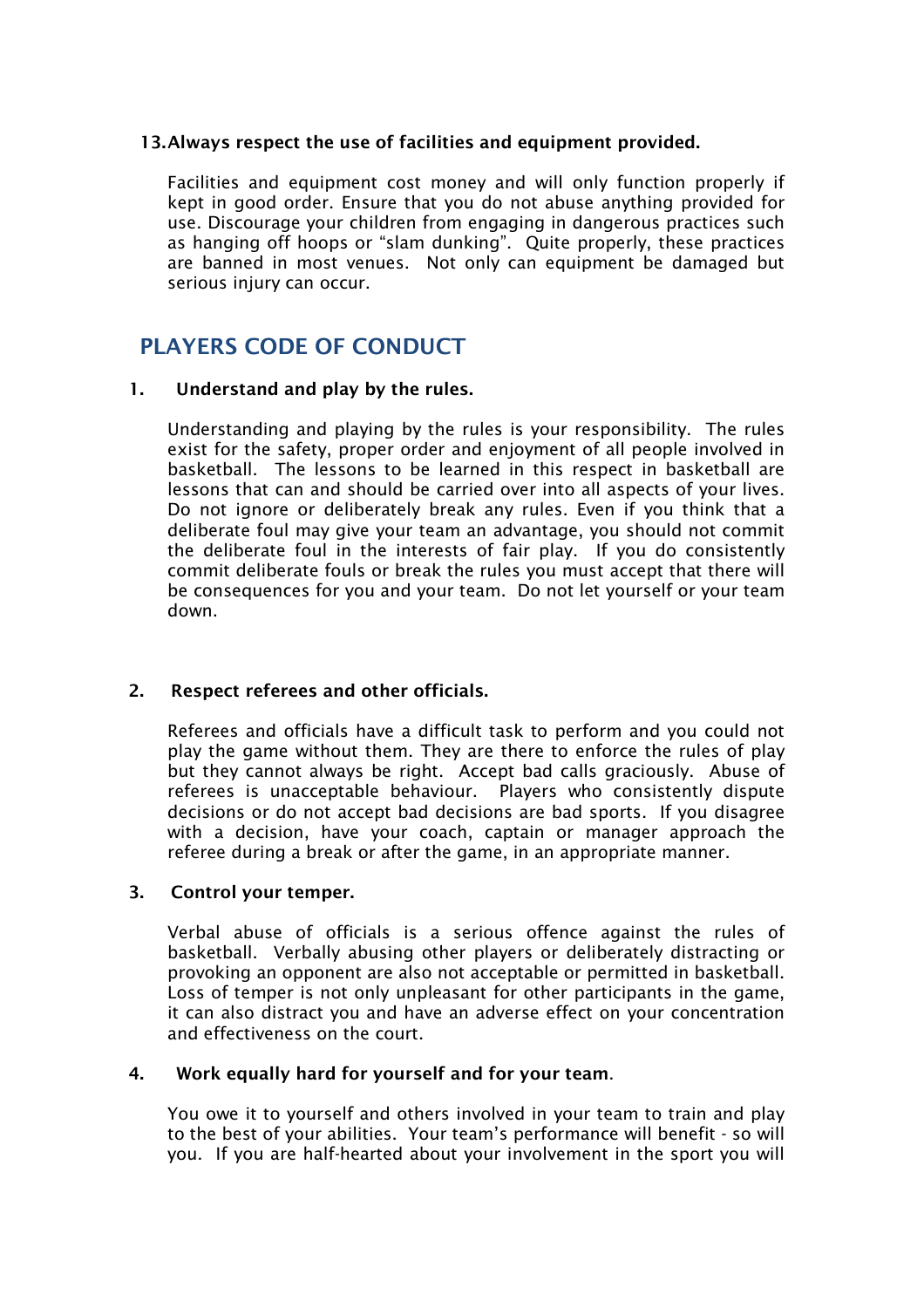**13. Always respect the use of facilities and equipment provided.**

Facilities and equipment cost money and will only function properly if kept in good order. Ensure that you do not abuse anything provided for use. Discourage your children from engaging in dangerous practices such as hanging off hoops or "slam dunking". Quite properly, these practices are banned in most venues. Not only can equipment be damaged but serious injury can occur.

## PLAYERS CODE OF CONDUCT

**1. Understand and play by the rules.**

Understanding and playing by the rules is your responsibility. The rules exist for the safety, proper order and enjoyment of all people involved in basketball. The lessons to be learned in this respect in basketball are lessons that can and should be carried over into all aspects of your lives. Do not ignore or deliberately break any rules. Even if you think that a deliberate foul may give your team an advantage, you should not commit the deliberate foul in the interests of fair play. If you do consistently commit deliberate fouls or break the rules you must accept that there will be consequences for you and your team. Do not let yourself or your team down.

**2. Respect referees and other officials.**

Referees and officials have a difficult task to perform and you could not play the game without them. They are there to enforce the rules of play but they cannot always be right. Accept bad calls graciously. Abuse of referees is unacceptable behaviour. Players who consistently dispute decisions or do not accept bad decisions are bad sports. If you disagree with a decision, have your coach, captain or manager approach the referee during a break or after the game, in an appropriate manner.

**3. Control your temper.**

Verbal abuse of officials is a serious offence against the rules of basketball. Verbally abusing other players or deliberately distracting or provoking an opponent are also not acceptable or permitted in basketball. Loss of temper is not only unpleasant for other participants in the game, it can also distract you and have an adverse effect on your concentration and effectiveness on the court.

**4. Work equally hard for yourself and for your team.**

You owe it to yourself and others involved in your team to train and play to the best of your abilities. Your team's performance will benefit - so will you. If you are half-hearted about your involvement in the sport you will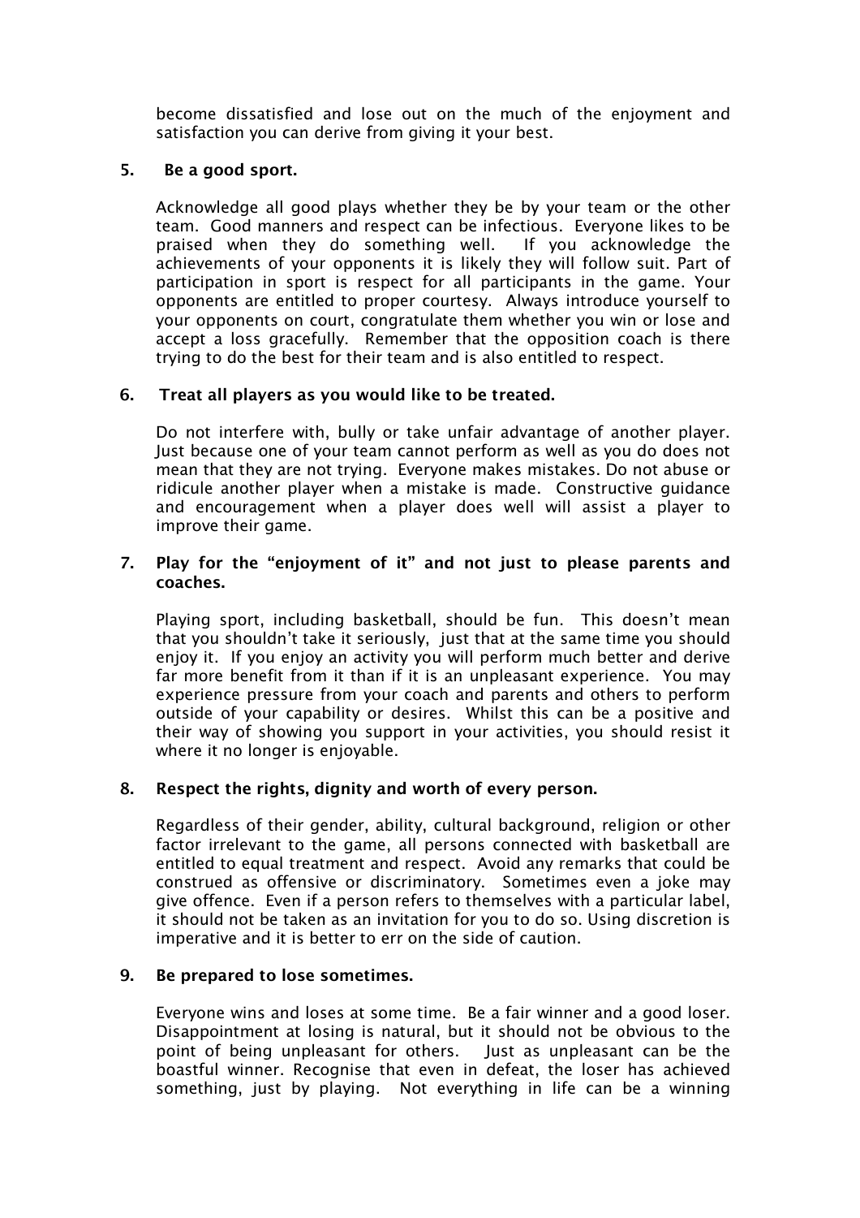become dissatisfied and lose out on the much of the enjoyment and satisfaction you can derive from giving it your best.

5. **Be a good sport.**

   Acknowledge all good plays whether they be by your team or the other team. Good manners and respect can be infectious. Everyone likes to be praised when they do something well. If you acknowledge the achievements of your opponents it is likely they will follow suit. Part of participation in sport is respect for all participants in the game. Your opponents are entitled to proper courtesy. Always introduce yourself to your opponents on court, congratulate them whether you win or lose and accept a loss gracefully. Remember that the opposition coach is there trying to do the best for their team and is also entitled to respect.

6. **Treat all players as you would like to be treated.**

   Do not interfere with, bully or take unfair advantage of another player. Just because one of your team cannot perform as well as you do does not mean that they are not trying. Everyone makes mistakes. Do not abuse or ridicule another player when a mistake is made. Constructive guidance and encouragement when a player does well will assist a player to improve their game.

7. **Play for the "enjoyment of it" and not just to please parents and coaches.**

   Playing sport, including basketball, should be fun. This doesn't mean that you shouldn't take it seriously, just that at the same time you should enjoy it. If you enjoy an activity you will perform much better and derive far more benefit from it than if it is an unpleasant experience. You may experience pressure from your coach and parents and others to perform outside of your capability or desires. Whilst this can be a positive and their way of showing you support in your activities, you should resist it where it no longer is enjoyable.

8. **Respect the rights, dignity and worth of every person.**

   Regardless of their gender, ability, cultural background, religion or other factor irrelevant to the game, all persons connected with basketball are entitled to equal treatment and respect. Avoid any remarks that could be construed as offensive or discriminatory. Sometimes even a joke may give offence. Even if a person refers to themselves with a particular label, it should not be taken as an invitation for you to do so. Using discretion is imperative and it is better to err on the side of caution.

9. **Be prepared to lose sometimes.**

   Everyone wins and loses at some time. Be a fair winner and a good loser. Disappointment at losing is natural, but it should not be obvious to the point of being unpleasant for others. Just as unpleasant can be the boastful winner. Recognise that even in defeat, the loser has achieved something, just by playing. Not everything in life can be a winning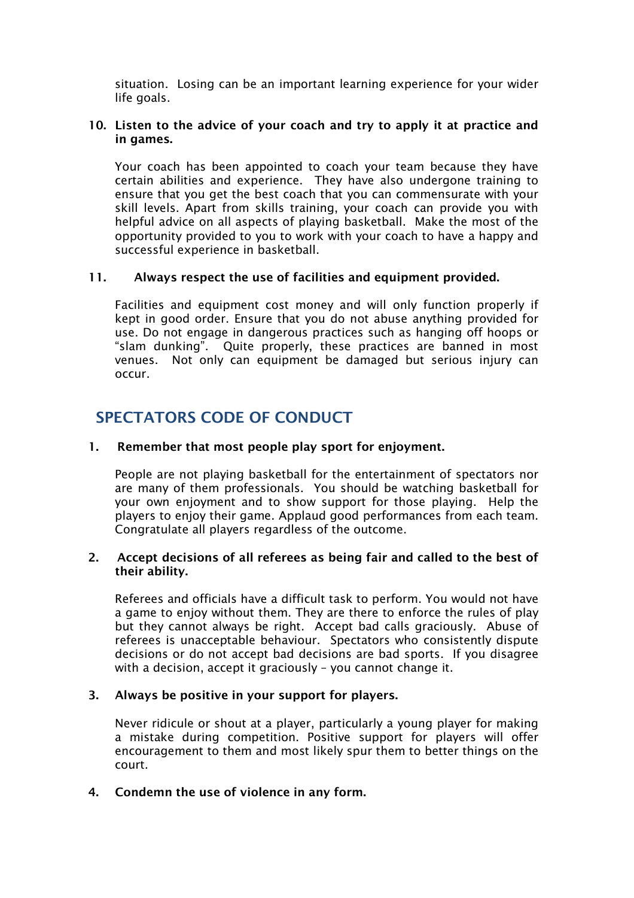situation. Losing can be an important learning experience for your wider life goals.

**10. Listen to the advice of your coach and try to apply it at practice and in games.**

Your coach has been appointed to coach your team because they have certain abilities and experience. They have also undergone training to ensure that you get the best coach that you can commensurate with your skill levels. Apart from skills training, your coach can provide you with helpful advice on all aspects of playing basketball. Make the most of the opportunity provided to you to work with your coach to have a happy and successful experience in basketball.

**11. Always respect the use of facilities and equipment provided.**

Facilities and equipment cost money and will only function properly if kept in good order. Ensure that you do not abuse anything provided for use. Do not engage in dangerous practices such as hanging off hoops or "slam dunking". Quite properly, these practices are banned in most venues. Not only can equipment be damaged but serious injury can occur.

## SPECTATORS CODE OF CONDUCT

**1. Remember that most people play sport for enjoyment.**

People are not playing basketball for the entertainment of spectators nor are many of them professionals. You should be watching basketball for your own enjoyment and to show support for those playing. Help the players to enjoy their game. Applaud good performances from each team. Congratulate all players regardless of the outcome.

**2. Accept decisions of all referees as being fair and called to the best of their ability.**

Referees and officials have a difficult task to perform. You would not have a game to enjoy without them. They are there to enforce the rules of play but they cannot always be right. Accept bad calls graciously. Abuse of referees is unacceptable behaviour. Spectators who consistently dispute decisions or do not accept bad decisions are bad sports. If you disagree with a decision, accept it graciously – you cannot change it.

**3. Always be positive in your support for players.**

Never ridicule or shout at a player, particularly a young player for making a mistake during competition. Positive support for players will offer encouragement to them and most likely spur them to better things on the court.

**4. Condemn the use of violence in any form.**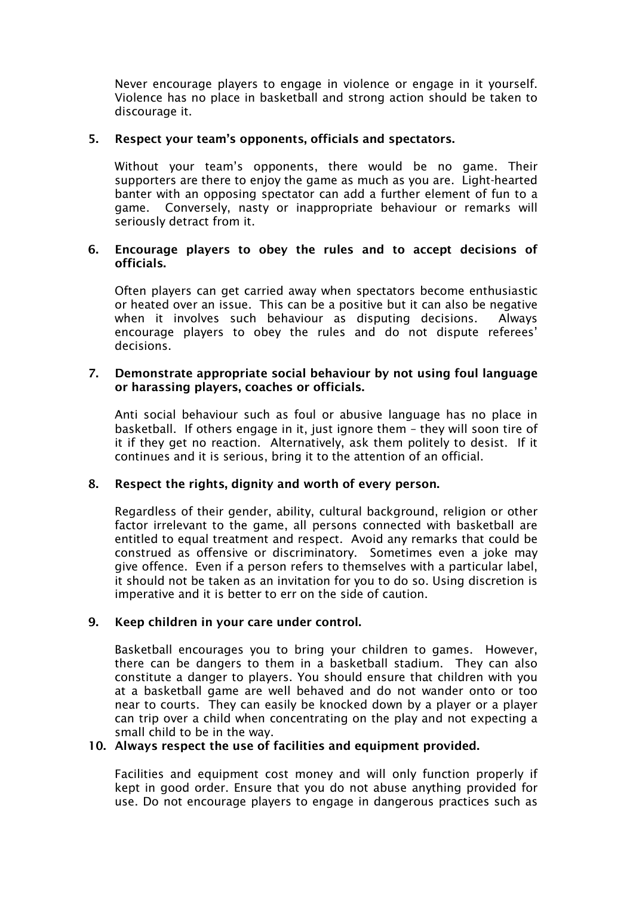Never encourage players to engage in violence or engage in it yourself. Violence has no place in basketball and strong action should be taken to discourage it.

5. **Respect your team's opponents, officials and spectators.**

   Without your team's opponents, there would be no game. Their supporters are there to enjoy the game as much as you are. Light-hearted banter with an opposing spectator can add a further element of fun to a game. Conversely, nasty or inappropriate behaviour or remarks will seriously detract from it.

6. **Encourage players to obey the rules and to accept decisions of officials.**

   Often players can get carried away when spectators become enthusiastic or heated over an issue. This can be a positive but it can also be negative when it involves such behaviour as disputing decisions. Always encourage players to obey the rules and do not dispute referees' decisions.

7. **Demonstrate appropriate social behaviour by not using foul language or harassing players, coaches or officials.**

   Anti social behaviour such as foul or abusive language has no place in basketball. If others engage in it, just ignore them – they will soon tire of it if they get no reaction. Alternatively, ask them politely to desist. If it continues and it is serious, bring it to the attention of an official.

8. **Respect the rights, dignity and worth of every person.**

   Regardless of their gender, ability, cultural background, religion or other factor irrelevant to the game, all persons connected with basketball are entitled to equal treatment and respect. Avoid any remarks that could be construed as offensive or discriminatory. Sometimes even a joke may give offence. Even if a person refers to themselves with a particular label, it should not be taken as an invitation for you to do so. Using discretion is imperative and it is better to err on the side of caution.

9. **Keep children in your care under control.**

   Basketball encourages you to bring your children to games. However, there can be dangers to them in a basketball stadium. They can also constitute a danger to players. You should ensure that children with you at a basketball game are well behaved and do not wander onto or too near to courts. They can easily be knocked down by a player or a player can trip over a child when concentrating on the play and not expecting a small child to be in the way.

10. **Always respect the use of facilities and equipment provided.**

    Facilities and equipment cost money and will only function properly if kept in good order. Ensure that you do not abuse anything provided for use. Do not encourage players to engage in dangerous practices such as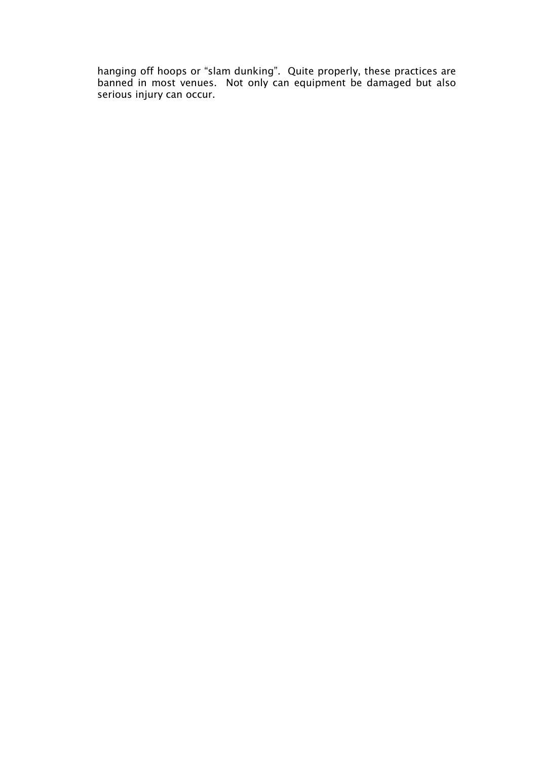hanging off hoops or “slam dunking”. Quite properly, these practices are banned in most venues. Not only can equipment be damaged but also serious injury can occur.